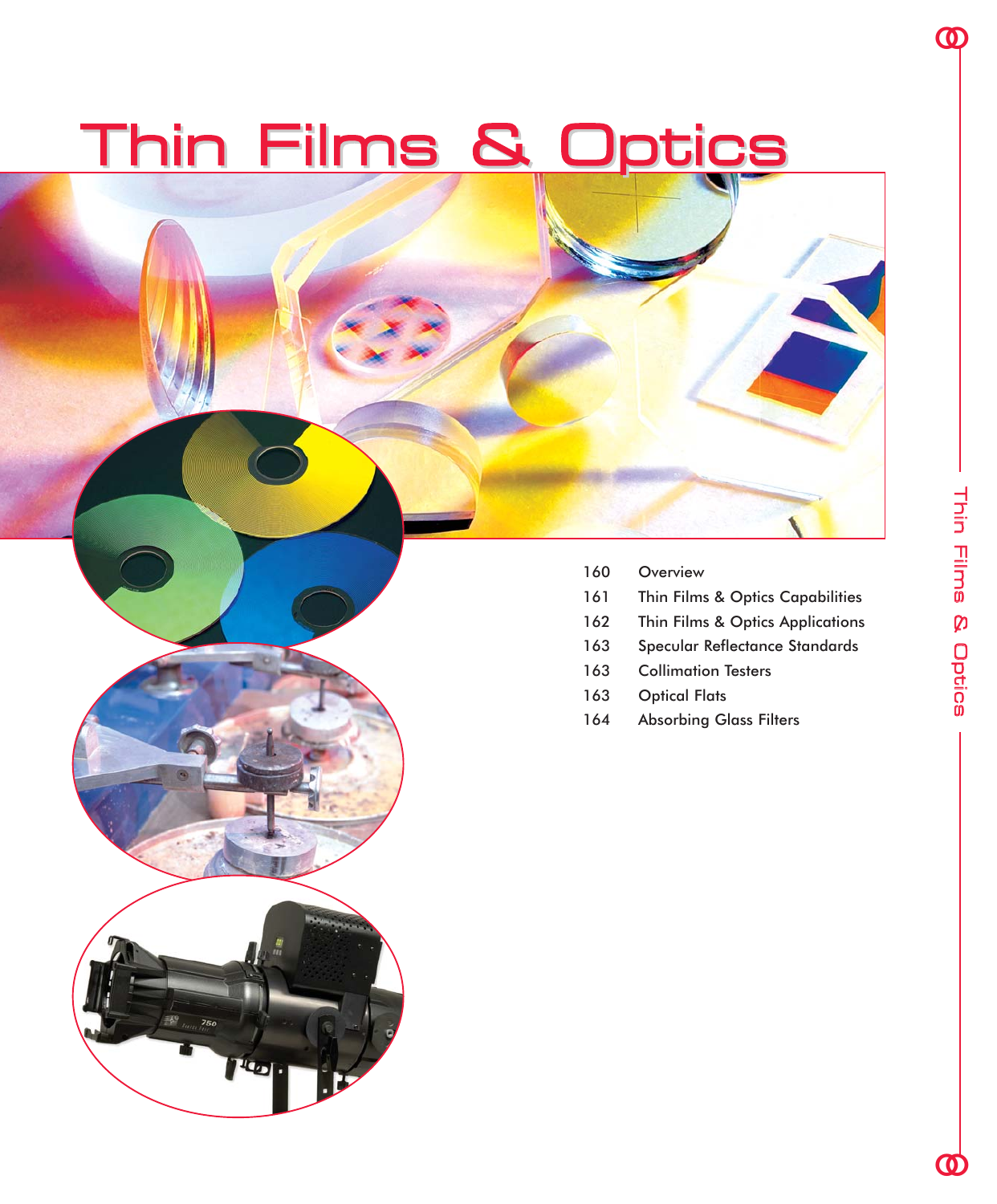# Thin Films & Optics

| | |
|---|---|
| 160 | Overview |
| 161 | Thin Films & Optics Capabilities |
| 162 | Thin Films & Optics Applications |
| 163 | Specular Reflectance Standards |
| 163 | Collimation Testers |
| 163 | Optical Flats |
| 164 | Absorbing Glass Filters |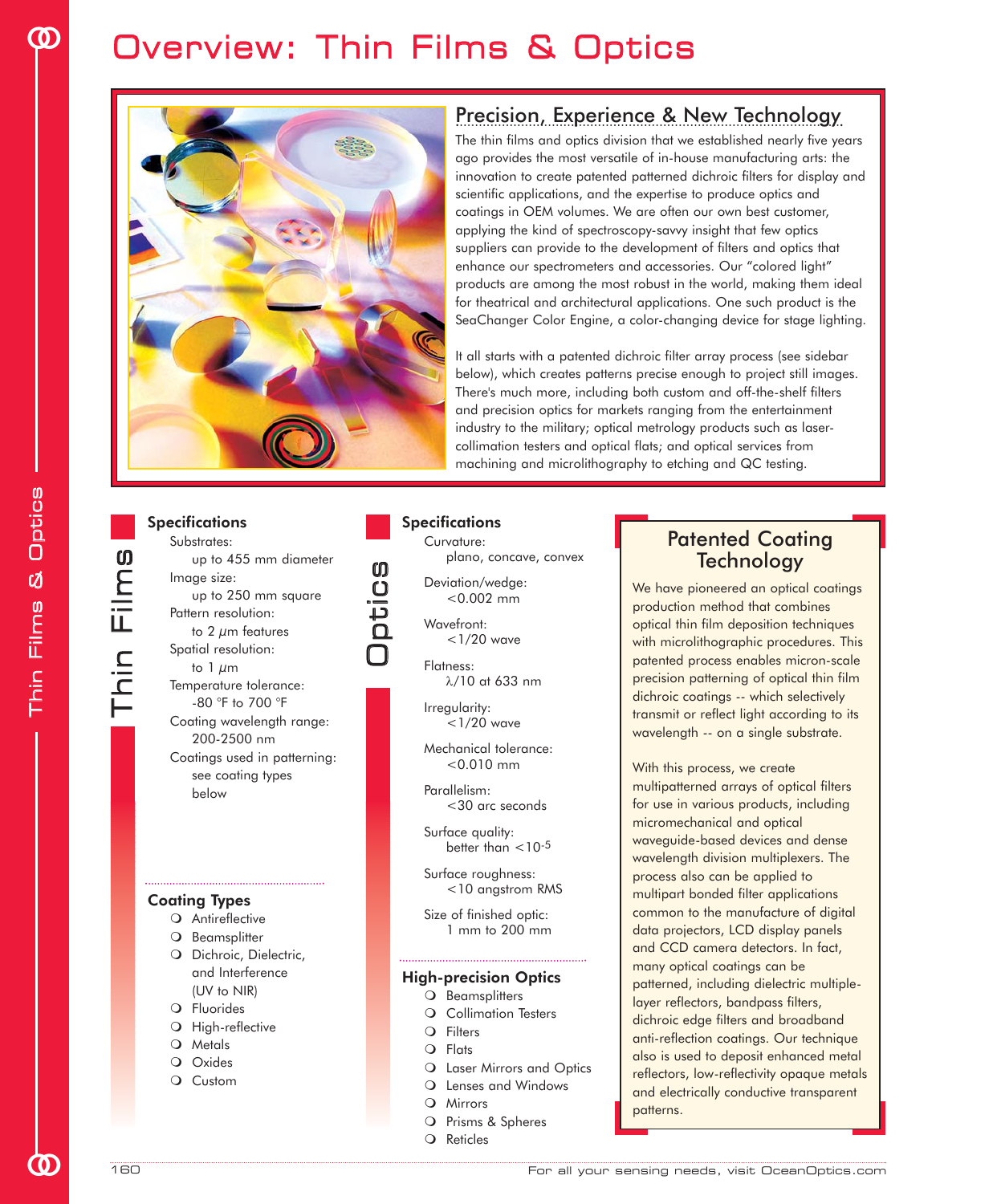# Overview: Thin Films & Optics

## Precision, Experience & New Technology

The thin films and optics division that we established nearly five years ago provides the most versatile of in-house manufacturing arts: the innovation to create patented patterned dichroic filters for display and scientific applications, and the expertise to produce optics and coatings in OEM volumes. We are often our own best customer, applying the kind of spectroscopy-savvy insight that few optics suppliers can provide to the development of filters and optics that enhance our spectrometers and accessories. Our "colored light" products are among the most robust in the world, making them ideal for theatrical and architectural applications. One such product is the SeaChanger Color Engine, a color-changing device for stage lighting.

It all starts with a patented dichroic filter array process (see sidebar below), which creates patterns precise enough to project still images. There's much more, including both custom and off-the-shelf filters and precision optics for markets ranging from the entertainment industry to the military; optical metrology products such as laser-collimation testers and optical flats; and optical services from machining and microlithography to etching and QC testing.

## Thin Films

### Specifications

- Substrates: up to 455 mm diameter
- Image size: up to 250 mm square
- Pattern resolution: to 2 $\mu$m features
- Spatial resolution: to 1 $\mu$m
- Temperature tolerance: -80 °F to 700 °F
- Coating wavelength range: 200-2500 nm
- Coatings used in patterning: see coating types below

### Coating Types

- Antireflective
- Beamsplitter
- Dichroic, Dielectric, and Interference (UV to NIR)
- Fluorides
- High-reflective
- Metals
- Oxides
- Custom

## Optics

### Specifications

- Curvature: plano, concave, convex
- Deviation/wedge: <0.002 mm
- Wavefront: <1/20 wave
- Flatness: $\lambda$/10 at 633 nm
- Irregularity: <1/20 wave
- Mechanical tolerance: <0.010 mm
- Parallelism: <30 arc seconds
- Surface quality: better than $<10^{-5}$
- Surface roughness: <10 angstrom RMS
- Size of finished optic: 1 mm to 200 mm

### High-precision Optics

- Beamsplitters
- Collimation Testers
- Filters
- Flats
- Laser Mirrors and Optics
- Lenses and Windows
- Mirrors
- Prisms & Spheres
- Reticles

## Patented Coating Technology

We have pioneered an optical coatings production method that combines optical thin film deposition techniques with microlithographic procedures. This patented process enables micron-scale precision patterning of optical thin film dichroic coatings -- which selectively transmit or reflect light according to its wavelength -- on a single substrate.

With this process, we create multipatterned arrays of optical filters for use in various products, including micromechanical and optical waveguide-based devices and dense wavelength division multiplexers. The process also can be applied to multipart bonded filter applications common to the manufacture of digital data projectors, LCD display panels and CCD camera detectors. In fact, many optical coatings can be patterned, including dielectric multiple-layer reflectors, bandpass filters, dichroic edge filters and broadband anti-reflection coatings. Our technique also is used to deposit enhanced metal reflectors, low-reflectivity opaque metals and electrically conductive transparent patterns.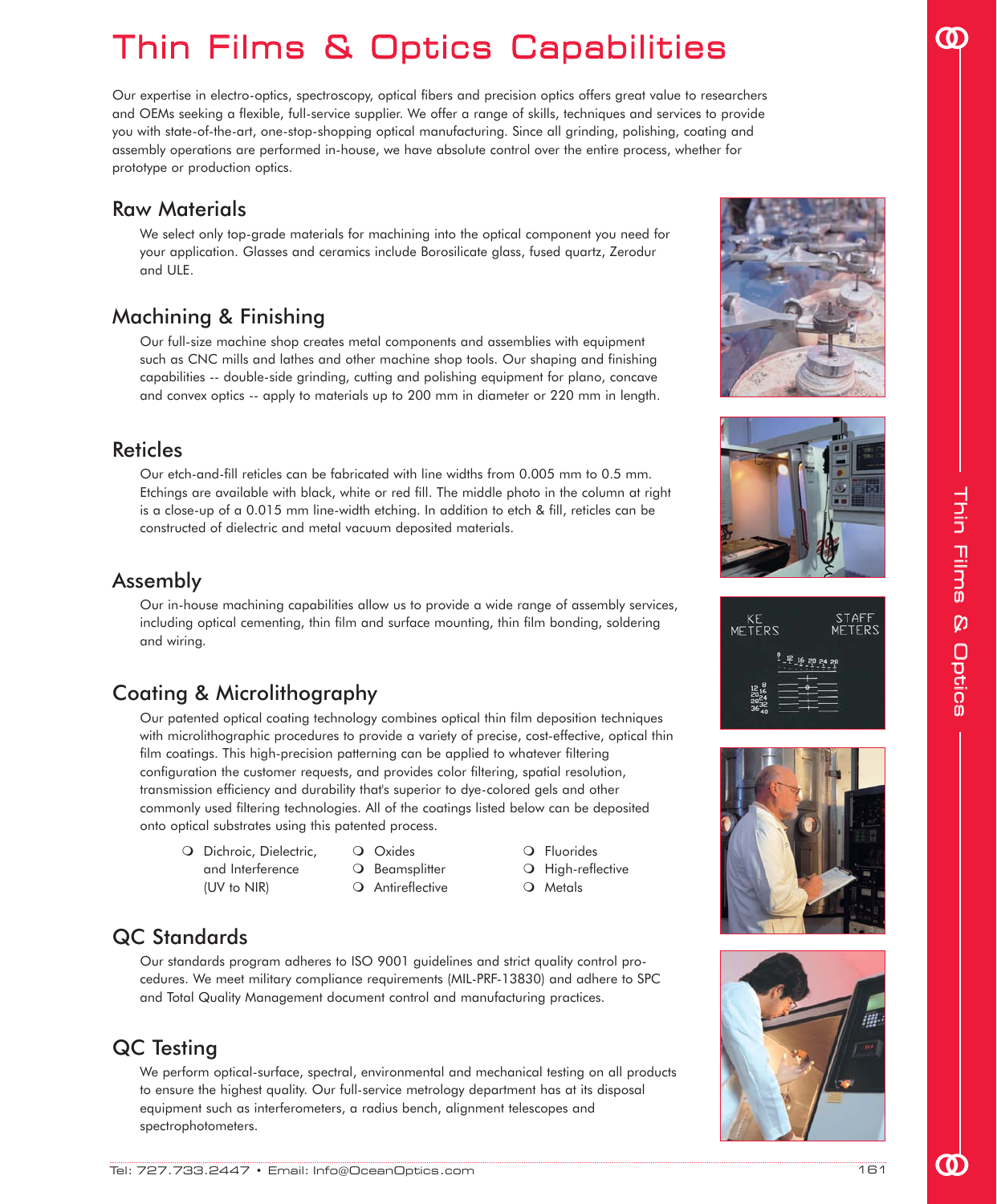# Thin Films & Optics Capabilities

Our expertise in electro-optics, spectroscopy, optical fibers and precision optics offers great value to researchers and OEMs seeking a flexible, full-service supplier. We offer a range of skills, techniques and services to provide you with state-of-the-art, one-stop-shopping optical manufacturing. Since all grinding, polishing, coating and assembly operations are performed in-house, we have absolute control over the entire process, whether for prototype or production optics.

## Raw Materials

We select only top-grade materials for machining into the optical component you need for your application. Glasses and ceramics include Borosilicate glass, fused quartz, Zerodur and ULE.

## Machining & Finishing

Our full-size machine shop creates metal components and assemblies with equipment such as CNC mills and lathes and other machine shop tools. Our shaping and finishing capabilities -- double-side grinding, cutting and polishing equipment for plano, concave and convex optics -- apply to materials up to 200 mm in diameter or 220 mm in length.

## Reticles

Our etch-and-fill reticles can be fabricated with line widths from 0.005 mm to 0.5 mm. Etchings are available with black, white or red fill. The middle photo in the column at right is a close-up of a 0.015 mm line-width etching. In addition to etch & fill, reticles can be constructed of dielectric and metal vacuum deposited materials.

## Assembly

Our in-house machining capabilities allow us to provide a wide range of assembly services, including optical cementing, thin film and surface mounting, thin film bonding, soldering and wiring.

## Coating & Microlithography

Our patented optical coating technology combines optical thin film deposition techniques with microlithographic procedures to provide a variety of precise, cost-effective, optical thin film coatings. This high-precision patterning can be applied to whatever filtering configuration the customer requests, and provides color filtering, spatial resolution, transmission efficiency and durability that's superior to dye-colored gels and other commonly used filtering technologies. All of the coatings listed below can be deposited onto optical substrates using this patented process.

- Dichroic, Dielectric, and Interference (UV to NIR)
- Oxides
- Beamsplitter
- Antireflective
- Fluorides
- High-reflective
- Metals

## QC Standards

Our standards program adheres to ISO 9001 guidelines and strict quality control procedures. We meet military compliance requirements (MIL-PRF-13830) and adhere to SPC and Total Quality Management document control and manufacturing practices.

## QC Testing

We perform optical-surface, spectral, environmental and mechanical testing on all products to ensure the highest quality. Our full-service metrology department has at its disposal equipment such as interferometers, a radius bench, alignment telescopes and spectrophotometers.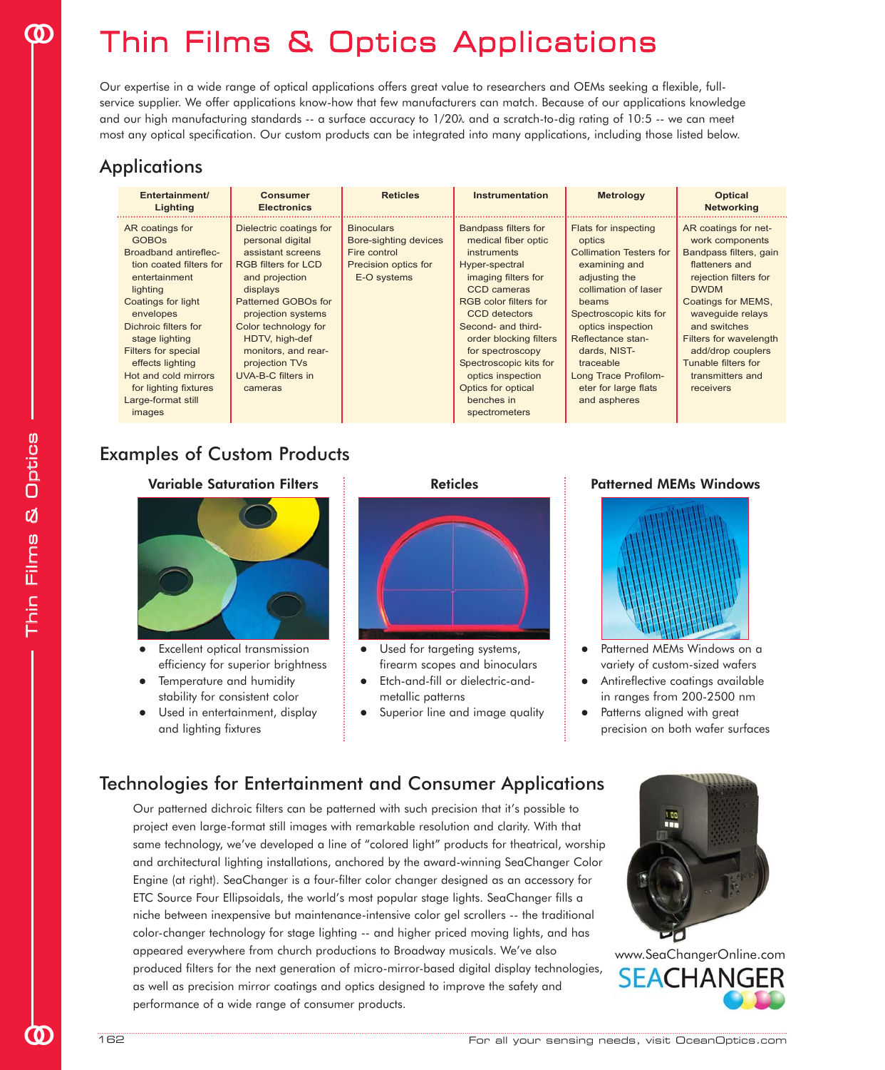# Thin Films & Optics Applications

Our expertise in a wide range of optical applications offers great value to researchers and OEMs seeking a flexible, full-service supplier. We offer applications know-how that few manufacturers can match. Because of our applications knowledge and our high manufacturing standards -- a surface accuracy to 1/20λ and a scratch-to-dig rating of 10:5 -- we can meet most any optical specification. Our custom products can be integrated into many applications, including those listed below.

## Applications

| Entertainment/ Lighting | Consumer Electronics | Reticles | Instrumentation | Metrology | Optical Networking |
|---|---|---|---|---|---|
| AR coatings for GOBOs<br>Broadband antireflection coated filters for entertainment lighting<br>Coatings for light envelopes<br>Dichroic filters for stage lighting<br>Filters for special effects lighting<br>Hot and cold mirrors for lighting fixtures<br>Large-format still images | Dielectric coatings for personal digital assistant screens<br>RGB filters for LCD and projection displays<br>Patterned GOBOs for projection systems<br>Color technology for HDTV, high-def monitors, and rear-projection TVs<br>UVA-B-C filters in cameras | Binoculars<br>Bore-sighting devices<br>Fire control<br>Precision optics for E-O systems | Bandpass filters for medical fiber optic instruments<br>Hyper-spectral imaging filters for CCD cameras<br>RGB color filters for CCD detectors<br>Second- and third-order blocking filters for spectroscopy<br>Spectroscopic kits for optics inspection<br>Optics for optical benches in spectrometers | Flats for inspecting optics<br>Collimation Testers for examining and adjusting the collimation of laser beams<br>Spectroscopic kits for optics inspection<br>Reflectance standards, NIST-traceable<br>Long Trace Profilometer for large flats and aspheres | AR coatings for network components<br>Bandpass filters, gain flatteners and rejection filters for DWDM<br>Coatings for MEMS, waveguide relays and switches<br>Filters for wavelength add/drop couplers<br>Tunable filters for transmitters and receivers |

## Examples of Custom Products

### Variable Saturation Filters

- Excellent optical transmission efficiency for superior brightness
- Temperature and humidity stability for consistent color
- Used in entertainment, display and lighting fixtures

### Reticles

- Used for targeting systems, firearm scopes and binoculars
- Etch-and-fill or dielectric-and-metallic patterns
- Superior line and image quality

### Patterned MEMs Windows

- Patterned MEMs Windows on a variety of custom-sized wafers
- Antireflective coatings available in ranges from 200-2500 nm
- Patterns aligned with great precision on both wafer surfaces

## Technologies for Entertainment and Consumer Applications

Our patterned dichroic filters can be patterned with such precision that it's possible to project even large-format still images with remarkable resolution and clarity. With that same technology, we've developed a line of "colored light" products for theatrical, worship and architectural lighting installations, anchored by the award-winning SeaChanger Color Engine (at right). SeaChanger is a four-filter color changer designed as an accessory for ETC Source Four Ellipsoidals, the world's most popular stage lights. SeaChanger fills a niche between inexpensive but maintenance-intensive color gel scrollers -- the traditional color-changer technology for stage lighting -- and higher priced moving lights, and has appeared everywhere from church productions to Broadway musicals. We've also produced filters for the next generation of micro-mirror-based digital display technologies, as well as precision mirror coatings and optics designed to improve the safety and performance of a wide range of consumer products.

www.SeaChangerOnline.com

SEACHANGER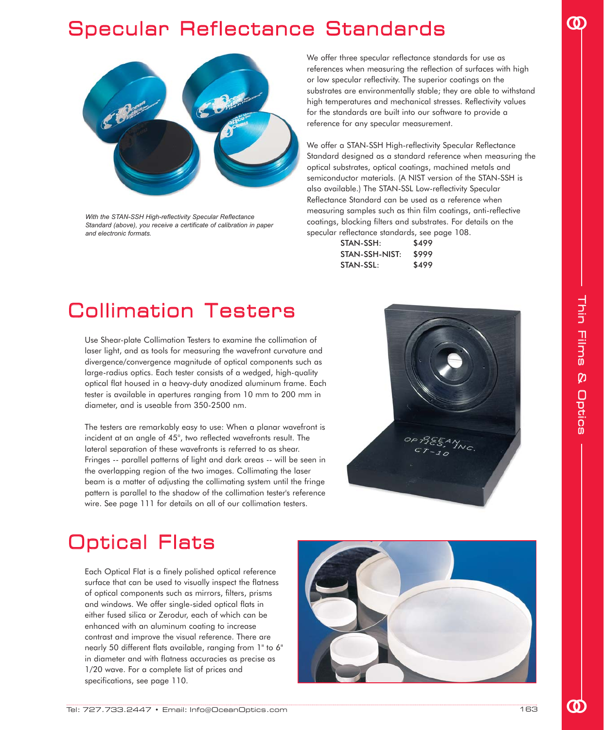# Specular Reflectance Standards

*With the STAN-SSH High-reflectivity Specular Reflectance Standard (above), you receive a certificate of calibration in paper and electronic formats.*

We offer three specular reflectance standards for use as references when measuring the reflection of surfaces with high or low specular reflectivity. The superior coatings on the substrates are environmentally stable; they are able to withstand high temperatures and mechanical stresses. Reflectivity values for the standards are built into our software to provide a reference for any specular measurement.

We offer a STAN-SSH High-reflectivity Specular Reflectance Standard designed as a standard reference when measuring the optical substrates, optical coatings, machined metals and semiconductor materials. (A NIST version of the STAN-SSH is also available.) The STAN-SSL Low-reflectivity Specular Reflectance Standard can be used as a reference when measuring samples such as thin film coatings, anti-reflective coatings, blocking filters and substrates. For details on the specular reflectance standards, see page 108.

| | |
|---|---|
| STAN-SSH: | $499 |
| STAN-SSH-NIST: | $999 |
| STAN-SSL: | $499 |

# Collimation Testers

Use Shear-plate Collimation Testers to examine the collimation of laser light, and as tools for measuring the wavefront curvature and divergence/convergence magnitude of optical components such as large-radius optics. Each tester consists of a wedged, high-quality optical flat housed in a heavy-duty anodized aluminum frame. Each tester is available in apertures ranging from 10 mm to 200 mm in diameter, and is useable from 350-2500 nm.

The testers are remarkably easy to use: When a planar wavefront is incident at an angle of 45°, two reflected wavefronts result. The lateral separation of these wavefronts is referred to as shear. Fringes -- parallel patterns of light and dark areas -- will be seen in the overlapping region of the two images. Collimating the laser beam is a matter of adjusting the collimating system until the fringe pattern is parallel to the shadow of the collimation tester's reference wire. See page 111 for details on all of our collimation testers.

# Optical Flats

Each Optical Flat is a finely polished optical reference surface that can be used to visually inspect the flatness of optical components such as mirrors, filters, prisms and windows. We offer single-sided optical flats in either fused silica or Zerodur, each of which can be enhanced with an aluminum coating to increase contrast and improve the visual reference. There are nearly 50 different flats available, ranging from 1" to 6" in diameter and with flatness accuracies as precise as 1/20 wave. For a complete list of prices and specifications, see page 110.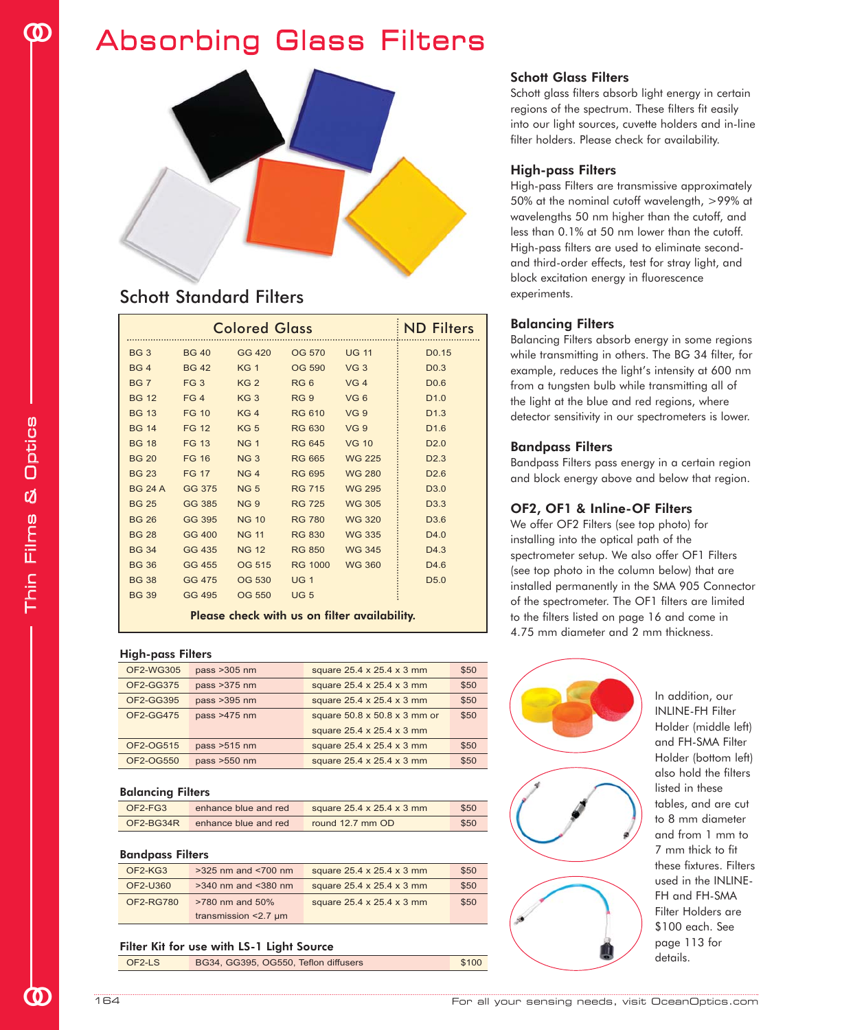# Absorbing Glass Filters

## Schott Standard Filters

| Colored Glass | | | | | ND Filters |
|---|---|---|---|---|---|
| BG 3 | BG 40 | GG 420 | OG 570 | UG 11 | D0.15 |
| BG 4 | BG 42 | KG 1 | OG 590 | VG 3 | D0.3 |
| BG 7 | FG 3 | KG 2 | RG 6 | VG 4 | D0.6 |
| BG 12 | FG 4 | KG 3 | RG 9 | VG 6 | D1.0 |
| BG 13 | FG 10 | KG 4 | RG 610 | VG 9 | D1.3 |
| BG 14 | FG 12 | KG 5 | RG 630 | VG 9 | D1.6 |
| BG 18 | FG 13 | NG 1 | RG 645 | VG 10 | D2.0 |
| BG 20 | FG 16 | NG 3 | RG 665 | WG 225 | D2.3 |
| BG 23 | FG 17 | NG 4 | RG 695 | WG 280 | D2.6 |
| BG 24 A | GG 375 | NG 5 | RG 715 | WG 295 | D3.0 |
| BG 25 | GG 385 | NG 9 | RG 725 | WG 305 | D3.3 |
| BG 26 | GG 395 | NG 10 | RG 780 | WG 320 | D3.6 |
| BG 28 | GG 400 | NG 11 | RG 830 | WG 335 | D4.0 |
| BG 34 | GG 435 | NG 12 | RG 850 | WG 345 | D4.3 |
| BG 36 | GG 455 | OG 515 | RG 1000 | WG 360 | D4.6 |
| BG 38 | GG 475 | OG 530 | UG 1 | | D5.0 |
| BG 39 | GG 495 | OG 550 | UG 5 | | |

**Please check with us on filter availability.**

### High-pass Filters

| | | | |
|---|---|---|---|
| OF2-WG305 | pass >305 nm | square 25.4 x 25.4 x 3 mm | $50 |
| OF2-GG375 | pass >375 nm | square 25.4 x 25.4 x 3 mm | $50 |
| OF2-GG395 | pass >395 nm | square 25.4 x 25.4 x 3 mm | $50 |
| OF2-GG475 | pass >475 nm | square 50.8 x 50.8 x 3 mm or square 25.4 x 25.4 x 3 mm | $50 |
| OF2-OG515 | pass >515 nm | square 25.4 x 25.4 x 3 mm | $50 |
| OF2-OG550 | pass >550 nm | square 25.4 x 25.4 x 3 mm | $50 |

### Balancing Filters

| | | | |
|---|---|---|---|
| OF2-FG3 | enhance blue and red | square 25.4 x 25.4 x 3 mm | $50 |
| OF2-BG34R | enhance blue and red | round 12.7 mm OD | $50 |

### Bandpass Filters

| | | | |
|---|---|---|---|
| OF2-KG3 | >325 nm and <700 nm | square 25.4 x 25.4 x 3 mm | $50 |
| OF2-U360 | >340 nm and <380 nm | square 25.4 x 25.4 x 3 mm | $50 |
| OF2-RG780 | >780 nm and 50% transmission <2.7 µm | square 25.4 x 25.4 x 3 mm | $50 |

### Filter Kit for use with LS-1 Light Source

| | | |
|---|---|---|
| OF2-LS | BG34, GG395, OG550, Teflon diffusers | $100 |

## Schott Glass Filters

Schott glass filters absorb light energy in certain regions of the spectrum. These filters fit easily into our light sources, cuvette holders and in-line filter holders. Please check for availability.

## High-pass Filters

High-pass Filters are transmissive approximately 50% at the nominal cutoff wavelength, >99% at wavelengths 50 nm higher than the cutoff, and less than 0.1% at 50 nm lower than the cutoff. High-pass filters are used to eliminate second- and third-order effects, test for stray light, and block excitation energy in fluorescence experiments.

## Balancing Filters

Balancing Filters absorb energy in some regions while transmitting in others. The BG 34 filter, for example, reduces the light's intensity at 600 nm from a tungsten bulb while transmitting all of the light at the blue and red regions, where detector sensitivity in our spectrometers is lower.

## Bandpass Filters

Bandpass Filters pass energy in a certain region and block energy above and below that region.

## OF2, OF1 & Inline-OF Filters

We offer OF2 Filters (see top photo) for installing into the optical path of the spectrometer setup. We also offer OF1 Filters (see top photo in the column below) that are installed permanently in the SMA 905 Connector of the spectrometer. The OF1 filters are limited to the filters listed on page 16 and come in 4.75 mm diameter and 2 mm thickness.

In addition, our INLINE-FH Filter Holder (middle left) and FH-SMA Filter Holder (bottom left) also hold the filters listed in these tables, and are cut to 8 mm diameter and from 1 mm to 7 mm thick to fit these fixtures. Filters used in the INLINE-FH and FH-SMA Filter Holders are $100 each. See page 113 for details.